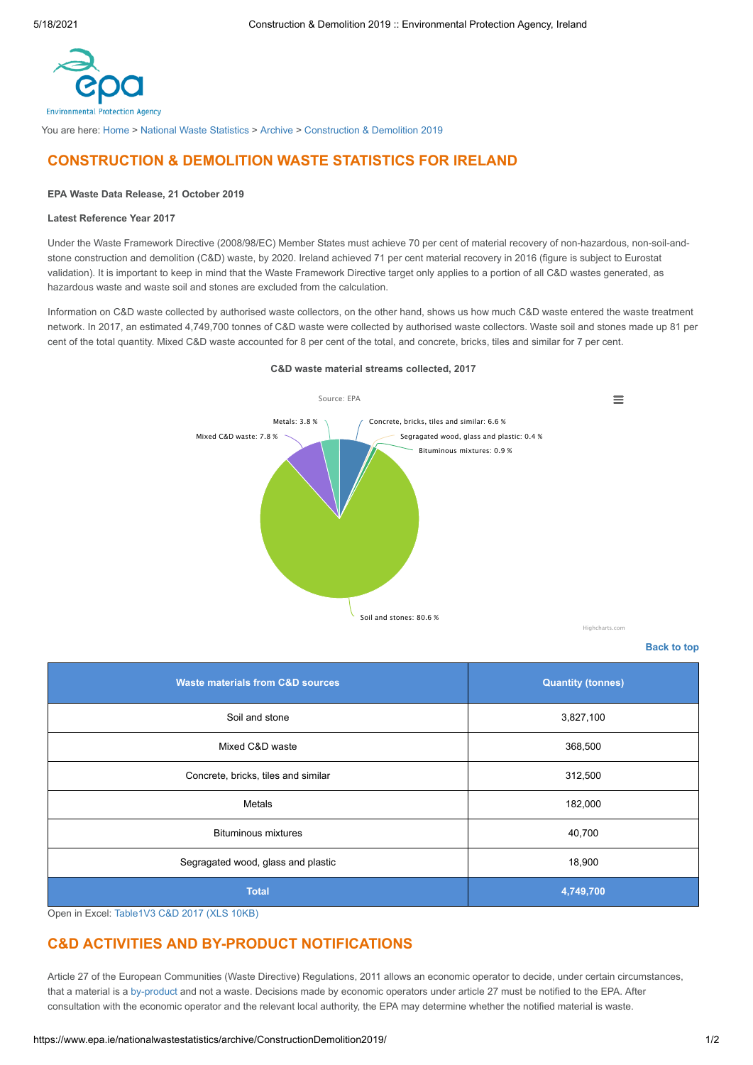You are here: Home > National Waste Statistics > Archive > Construction & Demolition 2019

## CONSTRUCTION & DEMOLITION WASTE STATISTICS FOR IRELAND

**EPA Waste Data Release, 21 October 2019**

**Latest Reference Year 2017**

Under the Waste Framework Directive (2008/98/EC) Member States must achieve 70 per cent of material recovery of non-hazardous, non-soil-and-stone construction and demolition (C&D) waste, by 2020. Ireland achieved 71 per cent material recovery in 2016 (figure is subject to Eurostat validation). It is important to keep in mind that the Waste Framework Directive target only applies to a portion of all C&D wastes generated, as hazardous waste and waste soil and stones are excluded from the calculation.

Information on C&D waste collected by authorised waste collectors, on the other hand, shows us how much C&D waste entered the waste treatment network. In 2017, an estimated 4,749,700 tonnes of C&D waste were collected by authorised waste collectors. Waste soil and stones made up 81 per cent of the total quantity. Mixed C&D waste accounted for 8 per cent of the total, and concrete, bricks, tiles and similar for 7 per cent.

**C&D waste material streams collected, 2017**

Source: EPA

- Soil and stones: 80.6 %
- Mixed C&D waste: 7.8 %
- Metals: 3.8 %
- Concrete, bricks, tiles and similar: 6.6 %
- Segragated wood, glass and plastic: 0.4 %
- Bituminous mixtures: 0.9 %

Highcharts.com

Back to top

| Waste materials from C&D sources | Quantity (tonnes) |
| --- | --- |
| Soil and stone | 3,827,100 |
| Mixed C&D waste | 368,500 |
| Concrete, bricks, tiles and similar | 312,500 |
| Metals | 182,000 |
| Bituminous mixtures | 40,700 |
| Segragated wood, glass and plastic | 18,900 |
| **Total** | **4,749,700** |

Open in Excel: Table1V3 C&D 2017 (XLS 10KB)

## C&D ACTIVITIES AND BY-PRODUCT NOTIFICATIONS

Article 27 of the European Communities (Waste Directive) Regulations, 2011 allows an economic operator to decide, under certain circumstances, that a material is a by-product and not a waste. Decisions made by economic operators under article 27 must be notified to the EPA. After consultation with the economic operator and the relevant local authority, the EPA may determine whether the notified material is waste.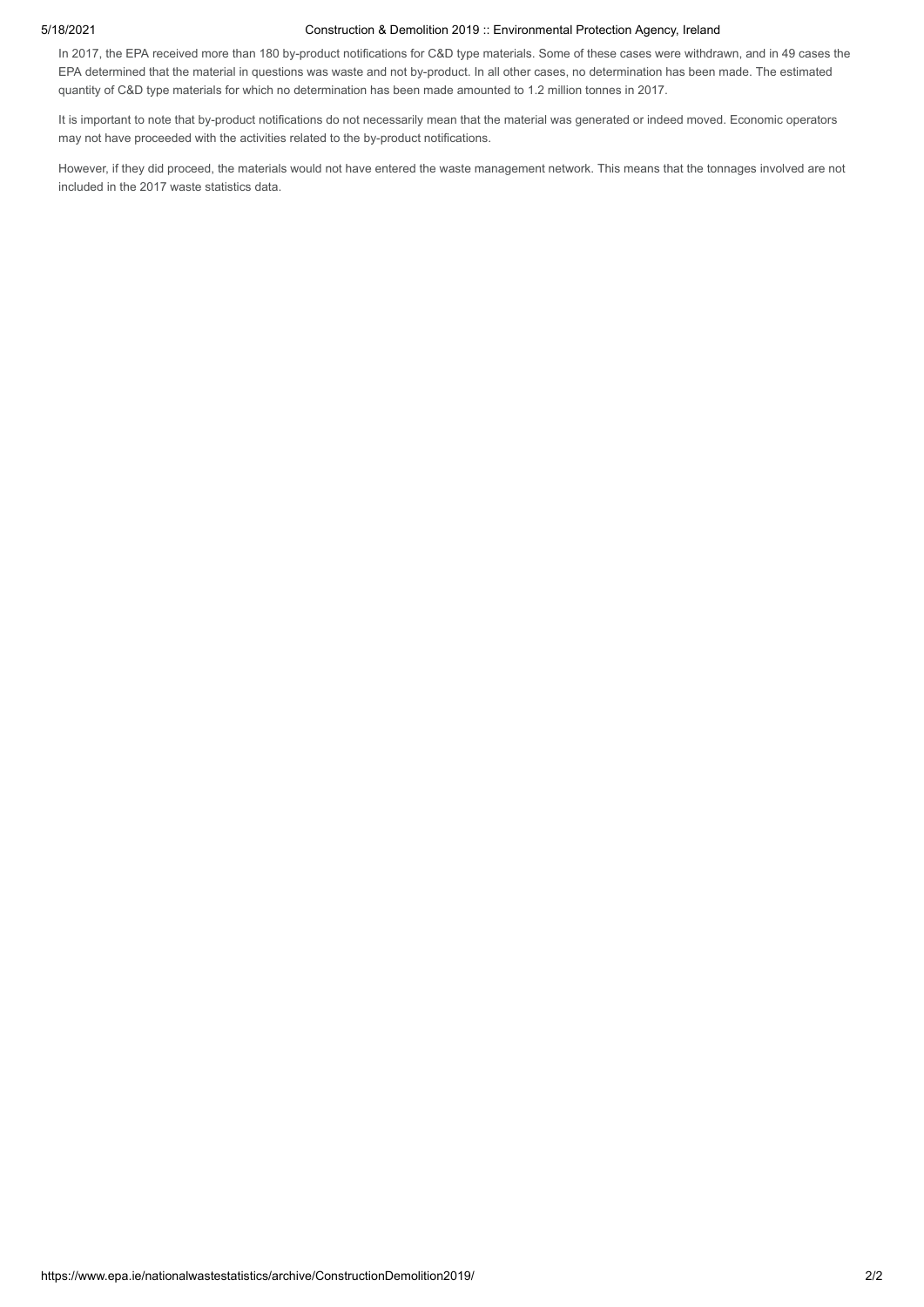In 2017, the EPA received more than 180 by-product notifications for C&D type materials. Some of these cases were withdrawn, and in 49 cases the EPA determined that the material in questions was waste and not by-product. In all other cases, no determination has been made. The estimated quantity of C&D type materials for which no determination has been made amounted to 1.2 million tonnes in 2017.

It is important to note that by-product notifications do not necessarily mean that the material was generated or indeed moved. Economic operators may not have proceeded with the activities related to the by-product notifications.

However, if they did proceed, the materials would not have entered the waste management network. This means that the tonnages involved are not included in the 2017 waste statistics data.